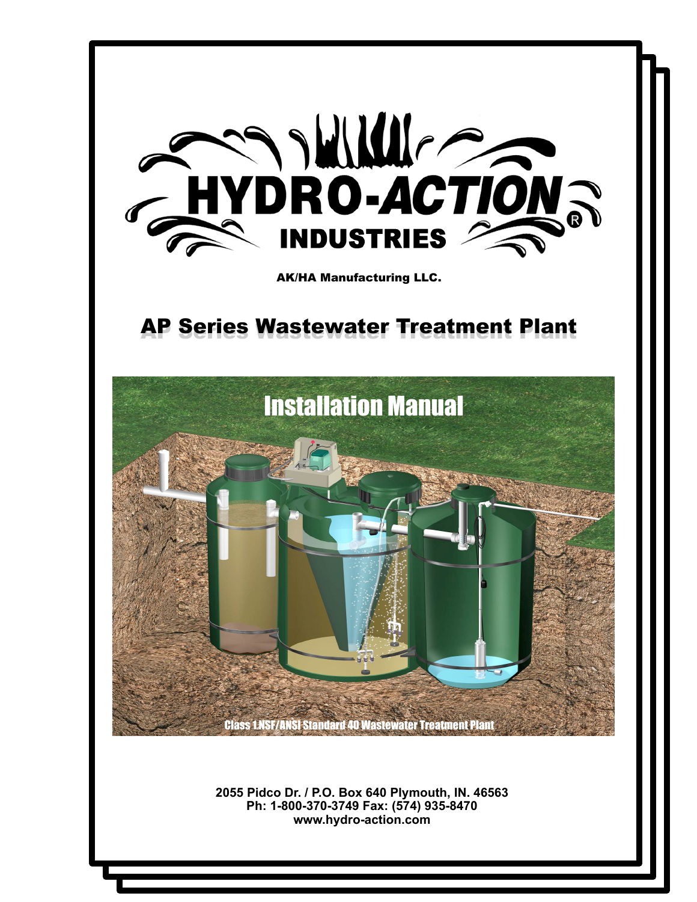# HYDRO-ACTION® INDUSTRIES

AK/HA Manufacturing LLC.

## AP Series Wastewater Treatment Plant

Installation Manual

Class 1 NSF/ANSI Standard 40 Wastewater Treatment Plant

**2055 Pidco Dr. / P.O. Box 640 Plymouth, IN. 46563**
**Ph: 1-800-370-3749 Fax: (574) 935-8470**
**www.hydro-action.com**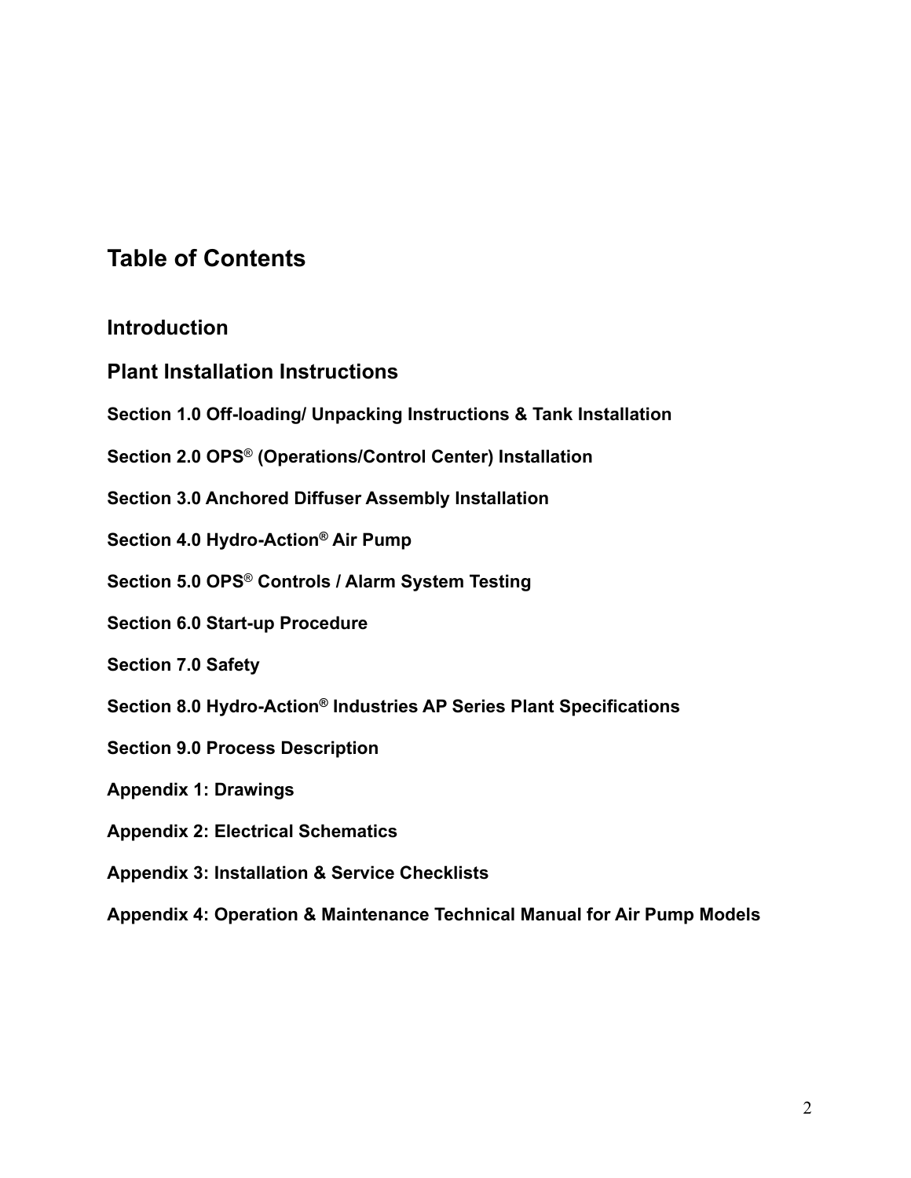# Table of Contents

## Introduction

## Plant Installation Instructions

**Section 1.0 Off-loading/ Unpacking Instructions & Tank Installation**

**Section 2.0 OPS® (Operations/Control Center) Installation**

**Section 3.0 Anchored Diffuser Assembly Installation**

**Section 4.0 Hydro-Action® Air Pump**

**Section 5.0 OPS® Controls / Alarm System Testing**

**Section 6.0 Start-up Procedure**

**Section 7.0 Safety**

**Section 8.0 Hydro-Action® Industries AP Series Plant Specifications**

**Section 9.0 Process Description**

**Appendix 1: Drawings**

**Appendix 2: Electrical Schematics**

**Appendix 3: Installation & Service Checklists**

**Appendix 4: Operation & Maintenance Technical Manual for Air Pump Models**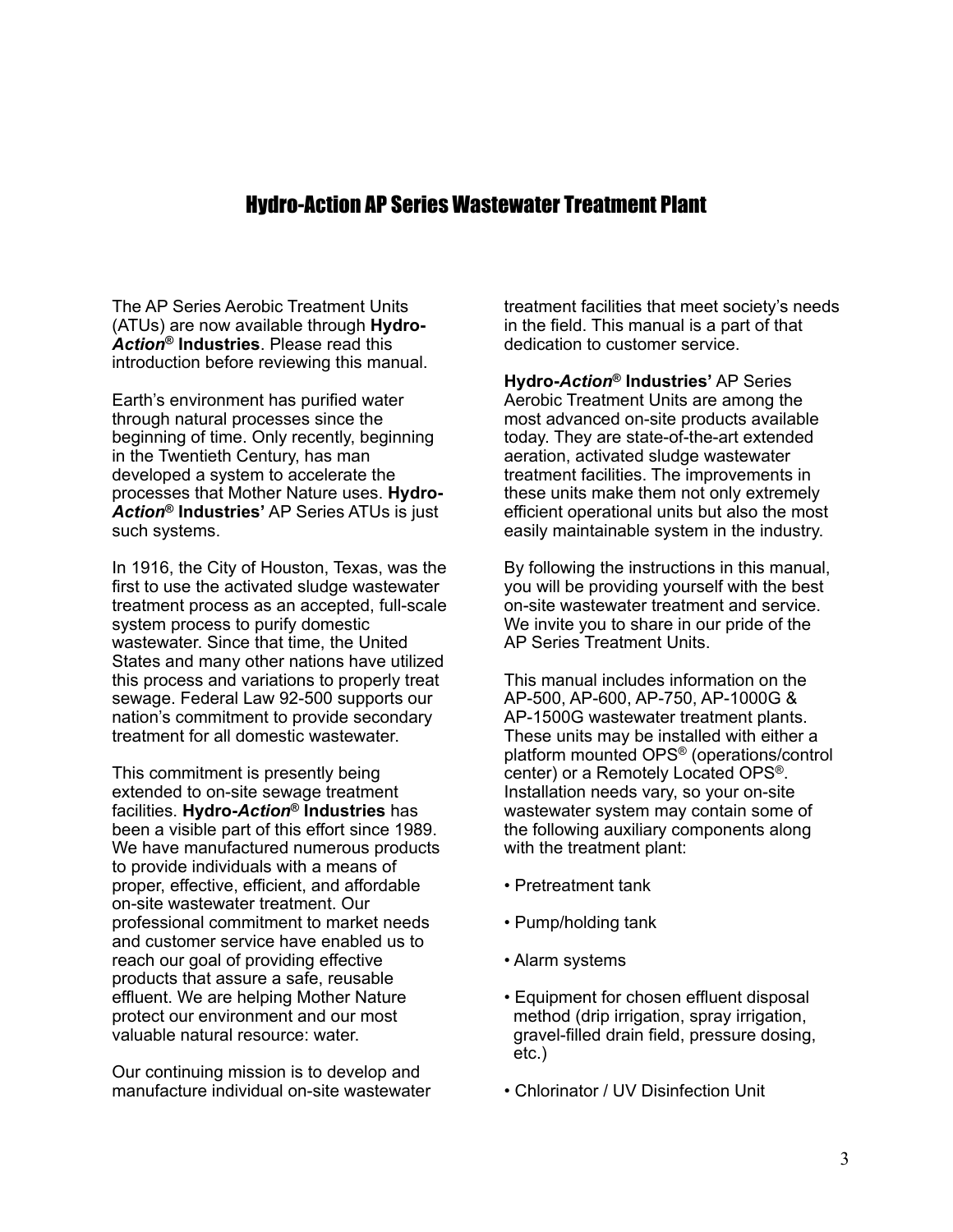# Hydro-Action AP Series Wastewater Treatment Plant

The AP Series Aerobic Treatment Units (ATUs) are now available through **Hydro-*Action*® Industries**. Please read this introduction before reviewing this manual.

Earth's environment has purified water through natural processes since the beginning of time. Only recently, beginning in the Twentieth Century, has man developed a system to accelerate the processes that Mother Nature uses. **Hydro-*Action*® Industries'** AP Series ATUs is just such systems.

In 1916, the City of Houston, Texas, was the first to use the activated sludge wastewater treatment process as an accepted, full-scale system process to purify domestic wastewater. Since that time, the United States and many other nations have utilized this process and variations to properly treat sewage. Federal Law 92-500 supports our nation's commitment to provide secondary treatment for all domestic wastewater.

This commitment is presently being extended to on-site sewage treatment facilities. **Hydro-*Action*® Industries** has been a visible part of this effort since 1989. We have manufactured numerous products to provide individuals with a means of proper, effective, efficient, and affordable on-site wastewater treatment. Our professional commitment to market needs and customer service have enabled us to reach our goal of providing effective products that assure a safe, reusable effluent. We are helping Mother Nature protect our environment and our most valuable natural resource: water.

Our continuing mission is to develop and manufacture individual on-site wastewater treatment facilities that meet society's needs in the field. This manual is a part of that dedication to customer service.

**Hydro-*Action*® Industries'** AP Series Aerobic Treatment Units are among the most advanced on-site products available today. They are state-of-the-art extended aeration, activated sludge wastewater treatment facilities. The improvements in these units make them not only extremely efficient operational units but also the most easily maintainable system in the industry.

By following the instructions in this manual, you will be providing yourself with the best on-site wastewater treatment and service. We invite you to share in our pride of the AP Series Treatment Units.

This manual includes information on the AP-500, AP-600, AP-750, AP-1000G & AP-1500G wastewater treatment plants. These units may be installed with either a platform mounted OPS® (operations/control center) or a Remotely Located OPS®. Installation needs vary, so your on-site wastewater system may contain some of the following auxiliary components along with the treatment plant:

- Pretreatment tank
- Pump/holding tank
- Alarm systems
- Equipment for chosen effluent disposal method (drip irrigation, spray irrigation, gravel-filled drain field, pressure dosing, etc.)
- Chlorinator / UV Disinfection Unit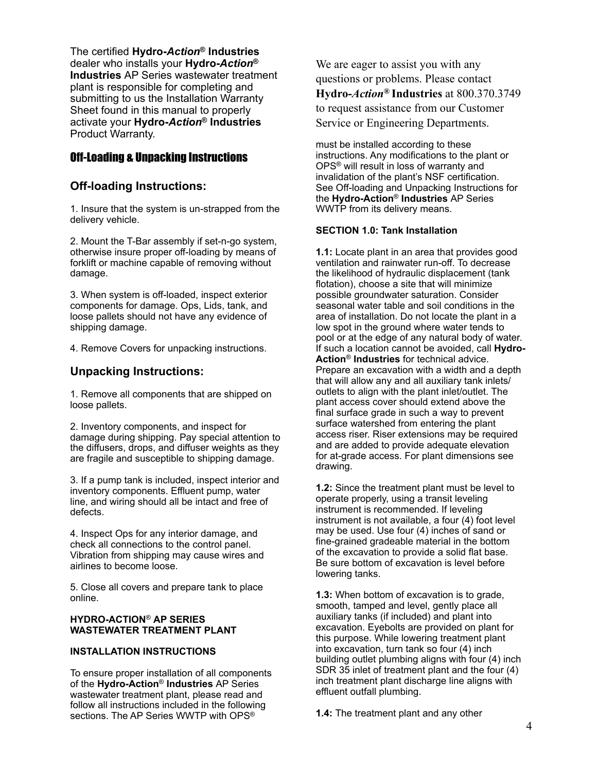The certified **Hydro-*Action*® Industries** dealer who installs your **Hydro-*Action*® Industries** AP Series wastewater treatment plant is responsible for completing and submitting to us the Installation Warranty Sheet found in this manual to properly activate your **Hydro-*Action*® Industries** Product Warranty.

## Off-Loading & Unpacking Instructions

### Off-loading Instructions:

1. Insure that the system is un-strapped from the delivery vehicle.

2. Mount the T-Bar assembly if set-n-go system, otherwise insure proper off-loading by means of forklift or machine capable of removing without damage.

3. When system is off-loaded, inspect exterior components for damage. Ops, Lids, tank, and loose pallets should not have any evidence of shipping damage.

4. Remove Covers for unpacking instructions.

### Unpacking Instructions:

1. Remove all components that are shipped on loose pallets.

2. Inventory components, and inspect for damage during shipping. Pay special attention to the diffusers, drops, and diffuser weights as they are fragile and susceptible to shipping damage.

3. If a pump tank is included, inspect interior and inventory components. Effluent pump, water line, and wiring should all be intact and free of defects.

4. Inspect Ops for any interior damage, and check all connections to the control panel. Vibration from shipping may cause wires and airlines to become loose.

5. Close all covers and prepare tank to place online.

**HYDRO-ACTION® AP SERIES WASTEWATER TREATMENT PLANT**

**INSTALLATION INSTRUCTIONS**

To ensure proper installation of all components of the **Hydro-Action® Industries** AP Series wastewater treatment plant, please read and follow all instructions included in the following sections. The AP Series WWTP with OPS® must be installed according to these instructions. Any modifications to the plant or OPS® will result in loss of warranty and invalidation of the plant's NSF certification. See Off-loading and Unpacking Instructions for the **Hydro-Action® Industries** AP Series WWTP from its delivery means.

We are eager to assist you with any questions or problems. Please contact **Hydro-*Action*® Industries** at 800.370.3749 to request assistance from our Customer Service or Engineering Departments.

**SECTION 1.0: Tank Installation**

**1.1:** Locate plant in an area that provides good ventilation and rainwater run-off. To decrease the likelihood of hydraulic displacement (tank flotation), choose a site that will minimize possible groundwater saturation. Consider seasonal water table and soil conditions in the area of installation. Do not locate the plant in a low spot in the ground where water tends to pool or at the edge of any natural body of water. If such a location cannot be avoided, call **Hydro-Action® Industries** for technical advice. Prepare an excavation with a width and a depth that will allow any and all auxiliary tank inlets/outlets to align with the plant inlet/outlet. The plant access cover should extend above the final surface grade in such a way to prevent surface watershed from entering the plant access riser. Riser extensions may be required and are added to provide adequate elevation for at-grade access. For plant dimensions see drawing.

**1.2:** Since the treatment plant must be level to operate properly, using a transit leveling instrument is recommended. If leveling instrument is not available, a four (4) foot level may be used. Use four (4) inches of sand or fine-grained gradeable material in the bottom of the excavation to provide a solid flat base. Be sure bottom of excavation is level before lowering tanks.

**1.3:** When bottom of excavation is to grade, smooth, tamped and level, gently place all auxiliary tanks (if included) and plant into excavation. Eyebolts are provided on plant for this purpose. While lowering treatment plant into excavation, turn tank so four (4) inch building outlet plumbing aligns with four (4) inch SDR 35 inlet of treatment plant and the four (4) inch treatment plant discharge line aligns with effluent outfall plumbing.

**1.4:** The treatment plant and any other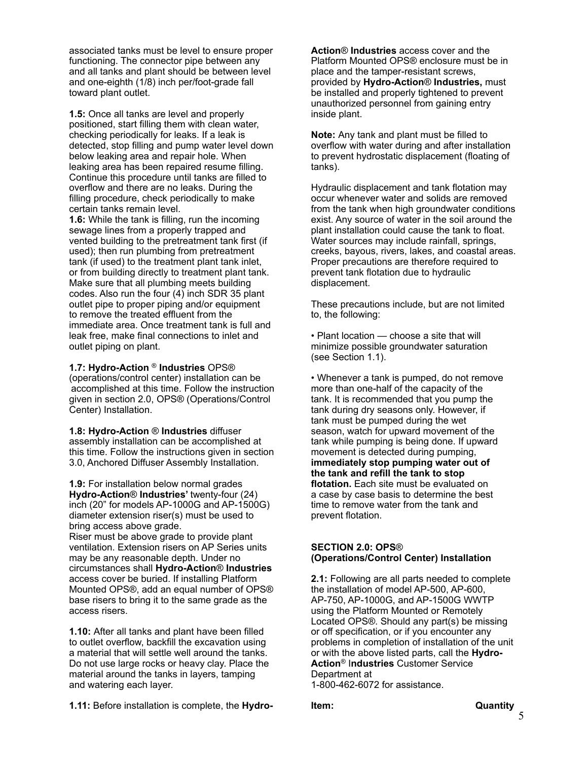associated tanks must be level to ensure proper functioning. The connector pipe between any and all tanks and plant should be between level and one-eighth (1/8) inch per/foot-grade fall toward plant outlet.

**1.5:** Once all tanks are level and properly positioned, start filling them with clean water, checking periodically for leaks. If a leak is detected, stop filling and pump water level down below leaking area and repair hole. When leaking area has been repaired resume filling. Continue this procedure until tanks are filled to overflow and there are no leaks. During the filling procedure, check periodically to make certain tanks remain level.

**1.6:** While the tank is filling, run the incoming sewage lines from a properly trapped and vented building to the pretreatment tank first (if used); then run plumbing from pretreatment tank (if used) to the treatment plant tank inlet, or from building directly to treatment plant tank. Make sure that all plumbing meets building codes. Also run the four (4) inch SDR 35 plant outlet pipe to proper piping and/or equipment to remove the treated effluent from the immediate area. Once treatment tank is full and leak free, make final connections to inlet and outlet piping on plant.

**1.7: Hydro-Action ® Industries** OPS® (operations/control center) installation can be accomplished at this time. Follow the instruction given in section 2.0, OPS® (Operations/Control Center) Installation.

**1.8: Hydro-Action ® Industries** diffuser assembly installation can be accomplished at this time. Follow the instructions given in section 3.0, Anchored Diffuser Assembly Installation.

**1.9:** For installation below normal grades **Hydro-Action® Industries'** twenty-four (24) inch (20" for models AP-1000G and AP-1500G) diameter extension riser(s) must be used to bring access above grade.
Riser must be above grade to provide plant ventilation. Extension risers on AP Series units may be any reasonable depth. Under no circumstances shall **Hydro-Action® Industries** access cover be buried. If installing Platform Mounted OPS®, add an equal number of OPS® base risers to bring it to the same grade as the access risers.

**1.10:** After all tanks and plant have been filled to outlet overflow, backfill the excavation using a material that will settle well around the tanks. Do not use large rocks or heavy clay. Place the material around the tanks in layers, tamping and watering each layer.

**1.11:** Before installation is complete, the **Hydro-Action® Industries** access cover and the Platform Mounted OPS® enclosure must be in place and the tamper-resistant screws, provided by **Hydro-Action® Industries,** must be installed and properly tightened to prevent unauthorized personnel from gaining entry inside plant.

**Note:** Any tank and plant must be filled to overflow with water during and after installation to prevent hydrostatic displacement (floating of tanks).

Hydraulic displacement and tank flotation may occur whenever water and solids are removed from the tank when high groundwater conditions exist. Any source of water in the soil around the plant installation could cause the tank to float. Water sources may include rainfall, springs, creeks, bayous, rivers, lakes, and coastal areas. Proper precautions are therefore required to prevent tank flotation due to hydraulic displacement.

These precautions include, but are not limited to, the following:

- Plant location — choose a site that will minimize possible groundwater saturation (see Section 1.1).

- Whenever a tank is pumped, do not remove more than one-half of the capacity of the tank. It is recommended that you pump the tank during dry seasons only. However, if tank must be pumped during the wet season, watch for upward movement of the tank while pumping is being done. If upward movement is detected during pumping, **immediately stop pumping water out of the tank and refill the tank to stop flotation.** Each site must be evaluated on a case by case basis to determine the best time to remove water from the tank and prevent flotation.

## SECTION 2.0: OPS® (Operations/Control Center) Installation

**2.1:** Following are all parts needed to complete the installation of model AP-500, AP-600, AP-750, AP-1000G, and AP-1500G WWTP using the Platform Mounted or Remotely Located OPS®. Should any part(s) be missing or off specification, or if you encounter any problems in completion of installation of the unit or with the above listed parts, call the **Hydro-Action® Industries** Customer Service Department at
1-800-462-6072 for assistance.

| **Item:** | **Quantity** |
|---|---|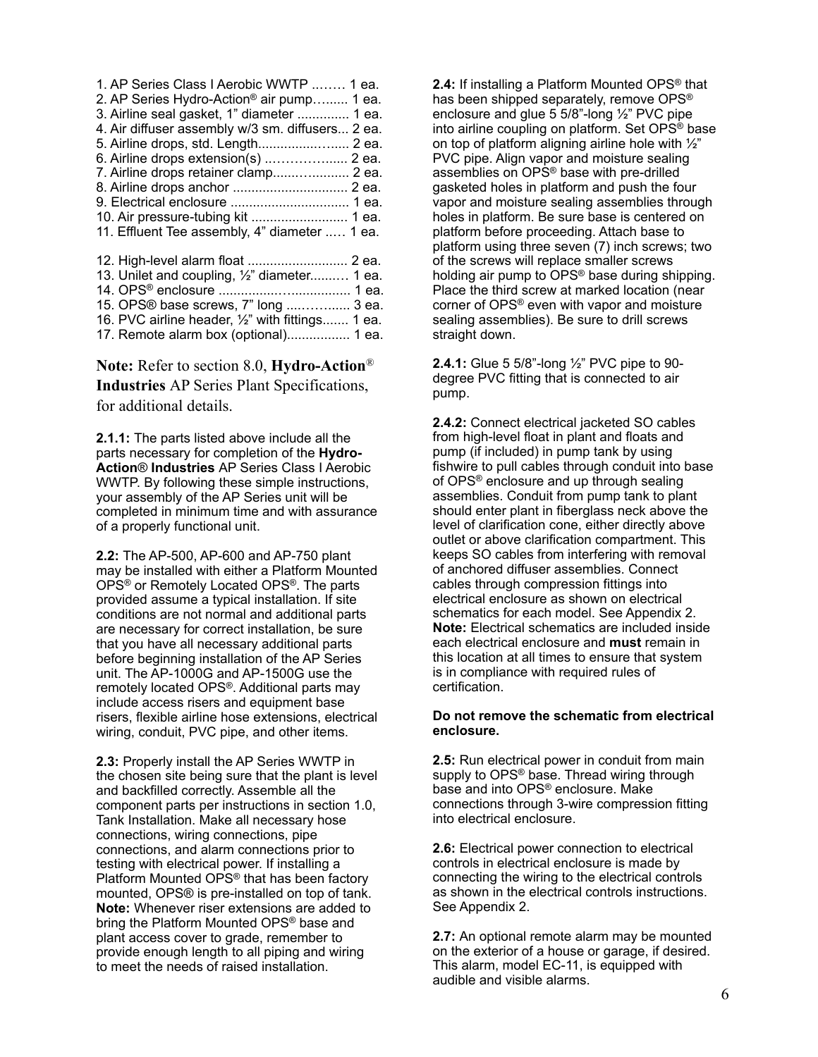1. AP Series Class I Aerobic WWTP ..…… 1 ea.
2. AP Series Hydro-Action® air pump…...... 1 ea.
3. Airline seal gasket, 1" diameter .............. 1 ea.
4. Air diffuser assembly w/3 sm. diffusers... 2 ea.
5. Airline drops, std. Length..................... 2 ea.
6. Airline drops extension(s) ..……………..... 2 ea.
7. Airline drops retainer clamp................... 2 ea.
8. Airline drops anchor ............................... 2 ea.
9. Electrical enclosure ................................ 1 ea.
10. Air pressure-tubing kit .......................... 1 ea.
11. Effluent Tee assembly, 4" diameter ..… 1 ea.

12. High-level alarm float ........................... 2 ea.
13. Unilet and coupling, ½" diameter.........… 1 ea.
14. OPS® enclosure .................................... 1 ea.
15. OPS® base screws, 7" long ....………..... 3 ea.
16. PVC airline header, ½" with fittings....... 1 ea.
17. Remote alarm box (optional)................. 1 ea.

**Note:** Refer to section 8.0, **Hydro-Action® Industries** AP Series Plant Specifications, for additional details.

**2.1.1:** The parts listed above include all the parts necessary for completion of the **Hydro-Action® Industries** AP Series Class I Aerobic WWTP. By following these simple instructions, your assembly of the AP Series unit will be completed in minimum time and with assurance of a properly functional unit.

**2.2:** The AP-500, AP-600 and AP-750 plant may be installed with either a Platform Mounted OPS® or Remotely Located OPS®. The parts provided assume a typical installation. If site conditions are not normal and additional parts are necessary for correct installation, be sure that you have all necessary additional parts before beginning installation of the AP Series unit. The AP-1000G and AP-1500G use the remotely located OPS®. Additional parts may include access risers and equipment base risers, flexible airline hose extensions, electrical wiring, conduit, PVC pipe, and other items.

**2.3:** Properly install the AP Series WWTP in the chosen site being sure that the plant is level and backfilled correctly. Assemble all the component parts per instructions in section 1.0, Tank Installation. Make all necessary hose connections, wiring connections, pipe connections, and alarm connections prior to testing with electrical power. If installing a Platform Mounted OPS® that has been factory mounted, OPS® is pre-installed on top of tank. **Note:** Whenever riser extensions are added to bring the Platform Mounted OPS® base and plant access cover to grade, remember to provide enough length to all piping and wiring to meet the needs of raised installation.

**2.4:** If installing a Platform Mounted OPS® that has been shipped separately, remove OPS® enclosure and glue 5 5/8"-long ½" PVC pipe into airline coupling on platform. Set OPS® base on top of platform aligning airline hole with ½" PVC pipe. Align vapor and moisture sealing assemblies on OPS® base with pre-drilled gasketed holes in platform and push the four vapor and moisture sealing assemblies through holes in platform. Be sure base is centered on platform before proceeding. Attach base to platform using three seven (7) inch screws; two of the screws will replace smaller screws holding air pump to OPS® base during shipping. Place the third screw at marked location (near corner of OPS® even with vapor and moisture sealing assemblies). Be sure to drill screws straight down.

**2.4.1:** Glue 5 5/8"-long ½" PVC pipe to 90-degree PVC fitting that is connected to air pump.

**2.4.2:** Connect electrical jacketed SO cables from high-level float in plant and floats and pump (if included) in pump tank by using fishwire to pull cables through conduit into base of OPS® enclosure and up through sealing assemblies. Conduit from pump tank to plant should enter plant in fiberglass neck above the level of clarification cone, either directly above outlet or above clarification compartment. This keeps SO cables from interfering with removal of anchored diffuser assemblies. Connect cables through compression fittings into electrical enclosure as shown on electrical schematics for each model. See Appendix 2. **Note:** Electrical schematics are included inside each electrical enclosure and **must** remain in this location at all times to ensure that system is in compliance with required rules of certification.

**Do not remove the schematic from electrical enclosure.**

**2.5:** Run electrical power in conduit from main supply to OPS® base. Thread wiring through base and into OPS® enclosure. Make connections through 3-wire compression fitting into electrical enclosure.

**2.6:** Electrical power connection to electrical controls in electrical enclosure is made by connecting the wiring to the electrical controls as shown in the electrical controls instructions. See Appendix 2.

**2.7:** An optional remote alarm may be mounted on the exterior of a house or garage, if desired. This alarm, model EC-11, is equipped with audible and visible alarms.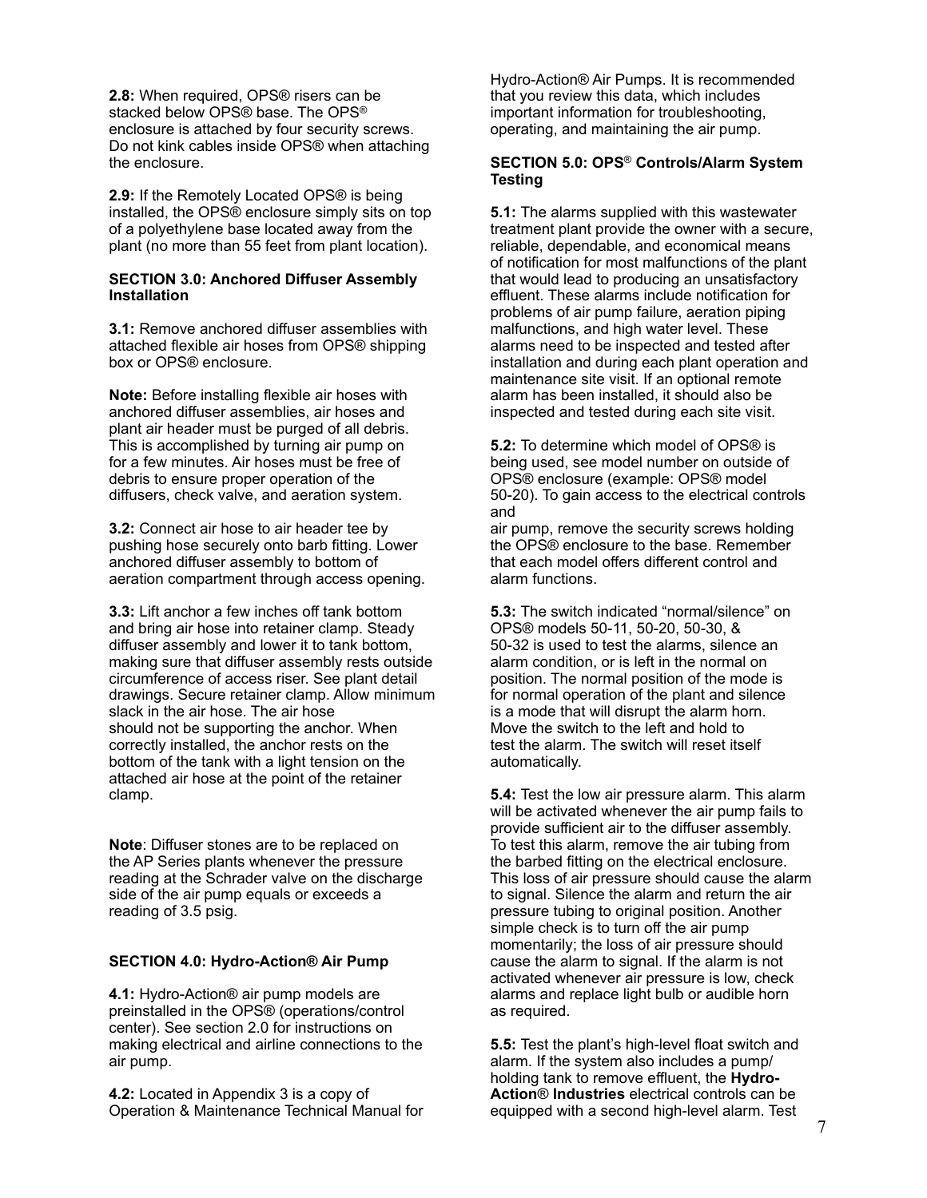**2.8:** When required, OPS® risers can be stacked below OPS® base. The OPS® enclosure is attached by four security screws. Do not kink cables inside OPS® when attaching the enclosure.

**2.9:** If the Remotely Located OPS® is being installed, the OPS® enclosure simply sits on top of a polyethylene base located away from the plant (no more than 55 feet from plant location).

**SECTION 3.0: Anchored Diffuser Assembly Installation**

**3.1:** Remove anchored diffuser assemblies with attached flexible air hoses from OPS® shipping box or OPS® enclosure.

**Note:** Before installing flexible air hoses with anchored diffuser assemblies, air hoses and plant air header must be purged of all debris. This is accomplished by turning air pump on for a few minutes. Air hoses must be free of debris to ensure proper operation of the diffusers, check valve, and aeration system.

**3.2:** Connect air hose to air header tee by pushing hose securely onto barb fitting. Lower anchored diffuser assembly to bottom of aeration compartment through access opening.

**3.3:** Lift anchor a few inches off tank bottom and bring air hose into retainer clamp. Steady diffuser assembly and lower it to tank bottom, making sure that diffuser assembly rests outside circumference of access riser. See plant detail drawings. Secure retainer clamp. Allow minimum slack in the air hose. The air hose should not be supporting the anchor. When correctly installed, the anchor rests on the bottom of the tank with a light tension on the attached air hose at the point of the retainer clamp.

**Note**: Diffuser stones are to be replaced on the AP Series plants whenever the pressure reading at the Schrader valve on the discharge side of the air pump equals or exceeds a reading of 3.5 psig.

**SECTION 4.0: Hydro-Action® Air Pump**

**4.1:** Hydro-Action® air pump models are preinstalled in the OPS® (operations/control center). See section 2.0 for instructions on making electrical and airline connections to the air pump.

**4.2:** Located in Appendix 3 is a copy of Operation & Maintenance Technical Manual for Hydro-Action® Air Pumps. It is recommended that you review this data, which includes important information for troubleshooting, operating, and maintaining the air pump.

**SECTION 5.0: OPS® Controls/Alarm System Testing**

**5.1:** The alarms supplied with this wastewater treatment plant provide the owner with a secure, reliable, dependable, and economical means of notification for most malfunctions of the plant that would lead to producing an unsatisfactory effluent. These alarms include notification for problems of air pump failure, aeration piping malfunctions, and high water level. These alarms need to be inspected and tested after installation and during each plant operation and maintenance site visit. If an optional remote alarm has been installed, it should also be inspected and tested during each site visit.

**5.2:** To determine which model of OPS® is being used, see model number on outside of OPS® enclosure (example: OPS® model 50-20). To gain access to the electrical controls and air pump, remove the security screws holding the OPS® enclosure to the base. Remember that each model offers different control and alarm functions.

**5.3:** The switch indicated "normal/silence" on OPS® models 50-11, 50-20, 50-30, & 50-32 is used to test the alarms, silence an alarm condition, or is left in the normal on position. The normal position of the mode is for normal operation of the plant and silence is a mode that will disrupt the alarm horn. Move the switch to the left and hold to test the alarm. The switch will reset itself automatically.

**5.4:** Test the low air pressure alarm. This alarm will be activated whenever the air pump fails to provide sufficient air to the diffuser assembly. To test this alarm, remove the air tubing from the barbed fitting on the electrical enclosure. This loss of air pressure should cause the alarm to signal. Silence the alarm and return the air pressure tubing to original position. Another simple check is to turn off the air pump momentarily; the loss of air pressure should cause the alarm to signal. If the alarm is not activated whenever air pressure is low, check alarms and replace light bulb or audible horn as required.

**5.5:** Test the plant's high-level float switch and alarm. If the system also includes a pump/holding tank to remove effluent, the **Hydro-Action® Industries** electrical controls can be equipped with a second high-level alarm. Test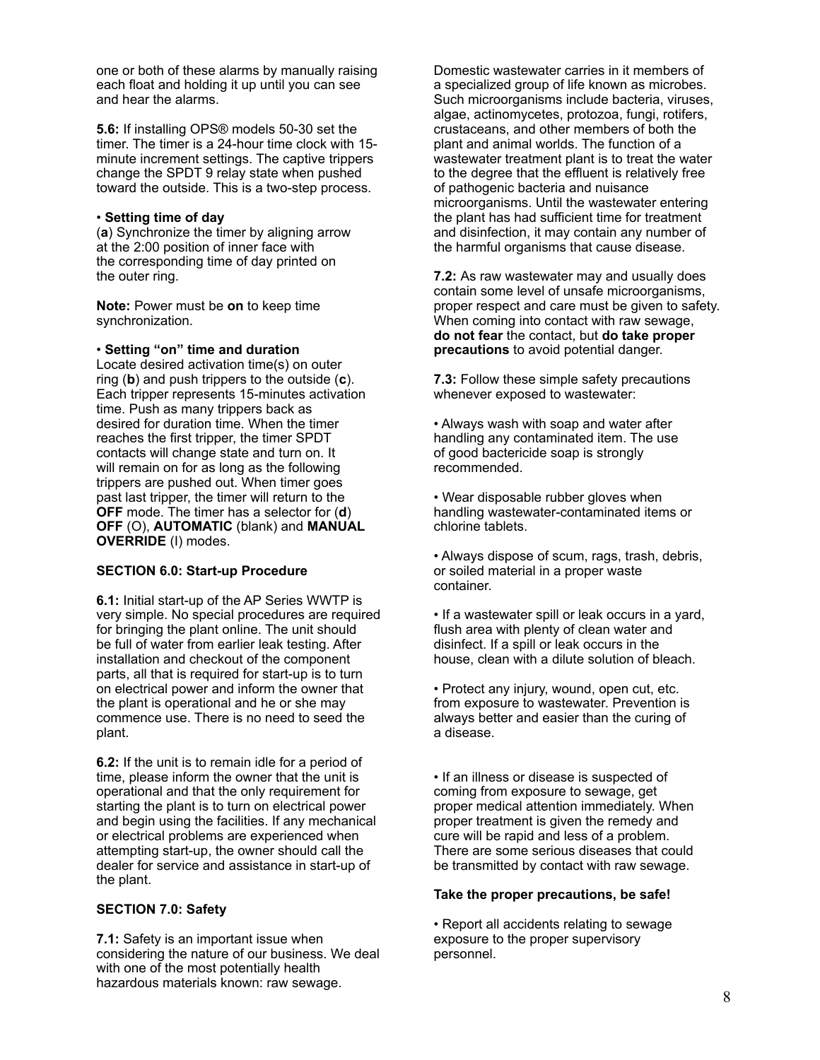one or both of these alarms by manually raising each float and holding it up until you can see and hear the alarms.

**5.6:** If installing OPS® models 50-30 set the timer. The timer is a 24-hour time clock with 15-minute increment settings. The captive trippers change the SPDT 9 relay state when pushed toward the outside. This is a two-step process.

• **Setting time of day**
(**a**) Synchronize the timer by aligning arrow at the 2:00 position of inner face with the corresponding time of day printed on the outer ring.

**Note:** Power must be **on** to keep time synchronization.

• **Setting "on" time and duration**
Locate desired activation time(s) on outer ring (**b**) and push trippers to the outside (**c**). Each tripper represents 15-minutes activation time. Push as many trippers back as desired for duration time. When the timer reaches the first tripper, the timer SPDT contacts will change state and turn on. It will remain on for as long as the following trippers are pushed out. When timer goes past last tripper, the timer will return to the **OFF** mode. The timer has a selector for (**d**) **OFF** (O), **AUTOMATIC** (blank) and **MANUAL OVERRIDE** (I) modes.

**SECTION 6.0: Start-up Procedure**

**6.1:** Initial start-up of the AP Series WWTP is very simple. No special procedures are required for bringing the plant online. The unit should be full of water from earlier leak testing. After installation and checkout of the component parts, all that is required for start-up is to turn on electrical power and inform the owner that the plant is operational and he or she may commence use. There is no need to seed the plant.

**6.2:** If the unit is to remain idle for a period of time, please inform the owner that the unit is operational and that the only requirement for starting the plant is to turn on electrical power and begin using the facilities. If any mechanical or electrical problems are experienced when attempting start-up, the owner should call the dealer for service and assistance in start-up of the plant.

**SECTION 7.0: Safety**

**7.1:** Safety is an important issue when considering the nature of our business. We deal with one of the most potentially health hazardous materials known: raw sewage. Domestic wastewater carries in it members of a specialized group of life known as microbes. Such microorganisms include bacteria, viruses, algae, actinomycetes, protozoa, fungi, rotifers, crustaceans, and other members of both the plant and animal worlds. The function of a wastewater treatment plant is to treat the water to the degree that the effluent is relatively free of pathogenic bacteria and nuisance microorganisms. Until the wastewater entering the plant has had sufficient time for treatment and disinfection, it may contain any number of the harmful organisms that cause disease.

**7.2:** As raw wastewater may and usually does contain some level of unsafe microorganisms, proper respect and care must be given to safety. When coming into contact with raw sewage, **do not fear** the contact, but **do take proper precautions** to avoid potential danger.

**7.3:** Follow these simple safety precautions whenever exposed to wastewater:

• Always wash with soap and water after handling any contaminated item. The use of good bactericide soap is strongly recommended.

• Wear disposable rubber gloves when handling wastewater-contaminated items or chlorine tablets.

• Always dispose of scum, rags, trash, debris, or soiled material in a proper waste container.

• If a wastewater spill or leak occurs in a yard, flush area with plenty of clean water and disinfect. If a spill or leak occurs in the house, clean with a dilute solution of bleach.

• Protect any injury, wound, open cut, etc. from exposure to wastewater. Prevention is always better and easier than the curing of a disease.

• If an illness or disease is suspected of coming from exposure to sewage, get proper medical attention immediately. When proper treatment is given the remedy and cure will be rapid and less of a problem. There are some serious diseases that could be transmitted by contact with raw sewage.

**Take the proper precautions, be safe!**

• Report all accidents relating to sewage exposure to the proper supervisory personnel.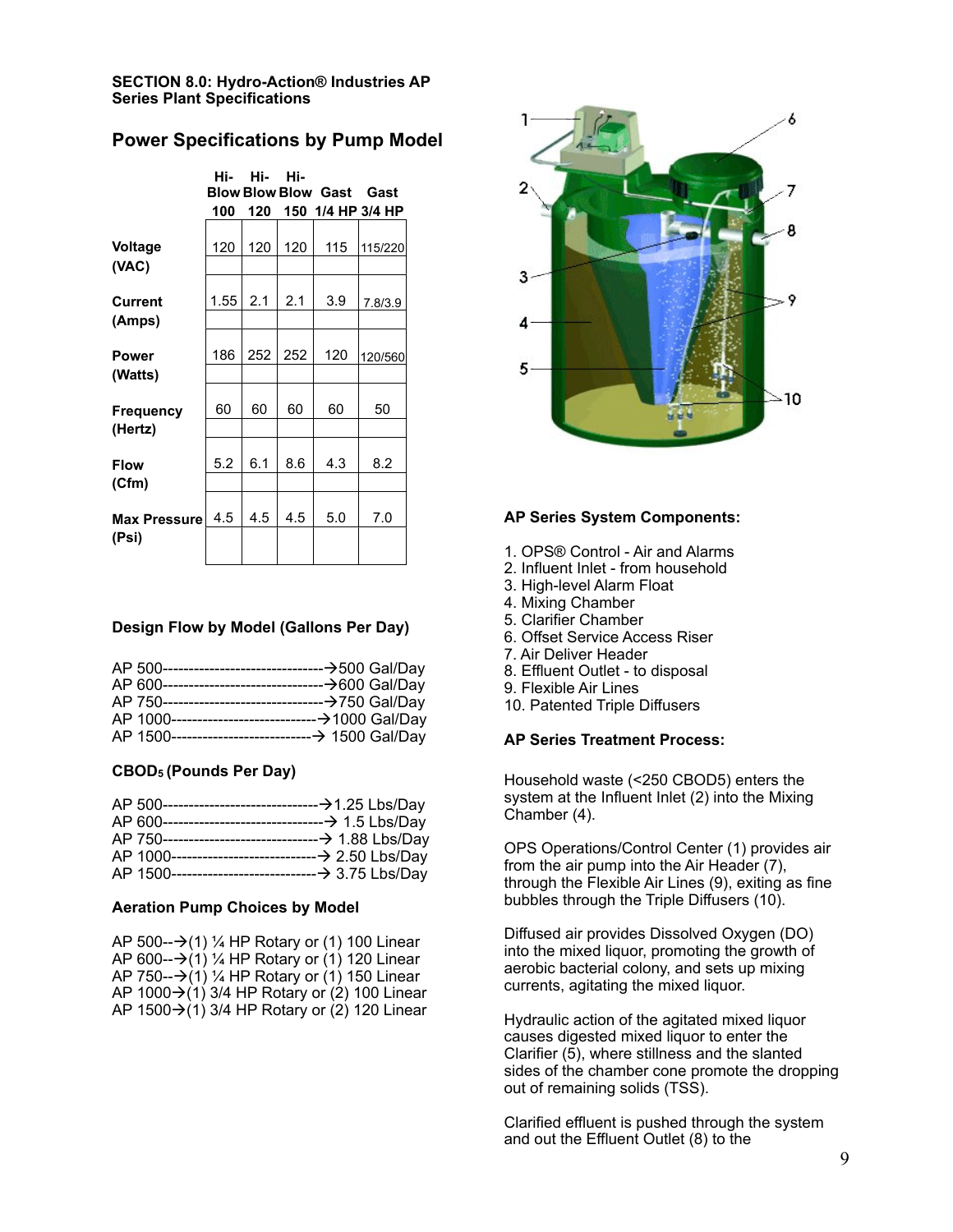**SECTION 8.0: Hydro-Action® Industries AP Series Plant Specifications**

## Power Specifications by Pump Model

| | Hi-Blow 100 | Hi-Blow 120 | Hi-Blow 150 | Gast 1/4 HP | Gast 3/4 HP |
|---|---|---|---|---|---|
| **Voltage (VAC)** | 120 | 120 | 120 | 115 | 115/220 |
| **Current (Amps)** | 1.55 | 2.1 | 2.1 | 3.9 | 7.8/3.9 |
| **Power (Watts)** | 186 | 252 | 252 | 120 | 120/560 |
| **Frequency (Hertz)** | 60 | 60 | 60 | 60 | 50 |
| **Flow (Cfm)** | 5.2 | 6.1 | 8.6 | 4.3 | 8.2 |
| **Max Pressure (Psi)** | 4.5 | 4.5 | 4.5 | 5.0 | 7.0 |

### Design Flow by Model (Gallons Per Day)

AP 500-------------------------------→500 Gal/Day
AP 600-------------------------------→600 Gal/Day
AP 750-------------------------------→750 Gal/Day
AP 1000----------------------------→1000 Gal/Day
AP 1500---------------------------→ 1500 Gal/Day

### $CBOD_5$ (Pounds Per Day)

AP 500------------------------------→1.25 Lbs/Day
AP 600-------------------------------→ 1.5 Lbs/Day
AP 750------------------------------→ 1.88 Lbs/Day
AP 1000----------------------------→ 2.50 Lbs/Day
AP 1500----------------------------→ 3.75 Lbs/Day

### Aeration Pump Choices by Model

AP 500--→(1) ¼ HP Rotary or (1) 100 Linear
AP 600--→(1) ¼ HP Rotary or (1) 120 Linear
AP 750--→(1) ¼ HP Rotary or (1) 150 Linear
AP 1000→(1) 3/4 HP Rotary or (2) 100 Linear
AP 1500→(1) 3/4 HP Rotary or (2) 120 Linear

### AP Series System Components:

1. OPS® Control - Air and Alarms
2. Influent Inlet - from household
3. High-level Alarm Float
4. Mixing Chamber
5. Clarifier Chamber
6. Offset Service Access Riser
7. Air Deliver Header
8. Effluent Outlet - to disposal
9. Flexible Air Lines
10. Patented Triple Diffusers

### AP Series Treatment Process:

Household waste (<250 CBOD5) enters the system at the Influent Inlet (2) into the Mixing Chamber (4).

OPS Operations/Control Center (1) provides air from the air pump into the Air Header (7), through the Flexible Air Lines (9), exiting as fine bubbles through the Triple Diffusers (10).

Diffused air provides Dissolved Oxygen (DO) into the mixed liquor, promoting the growth of aerobic bacterial colony, and sets up mixing currents, agitating the mixed liquor.

Hydraulic action of the agitated mixed liquor causes digested mixed liquor to enter the Clarifier (5), where stillness and the slanted sides of the chamber cone promote the dropping out of remaining solids (TSS).

Clarified effluent is pushed through the system and out the Effluent Outlet (8) to the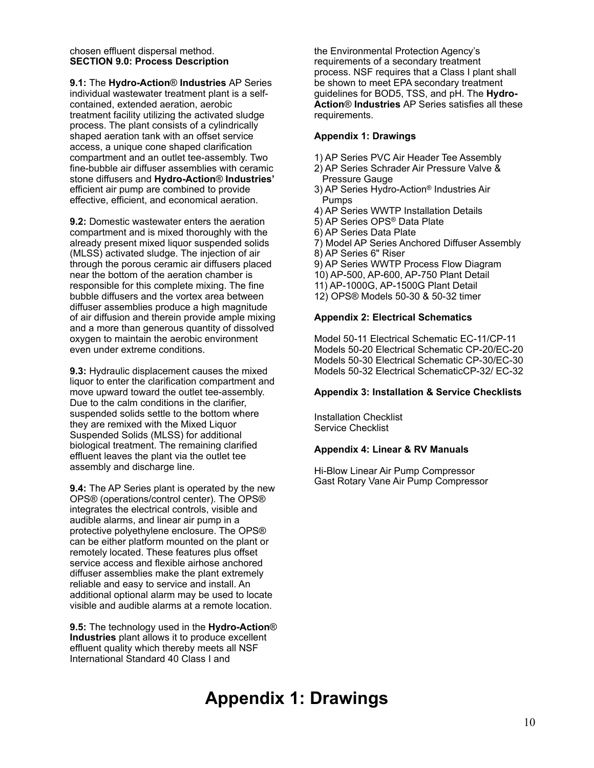chosen effluent dispersal method.

**SECTION 9.0: Process Description**

**9.1:** The **Hydro-Action**® **Industries** AP Series individual wastewater treatment plant is a self-contained, extended aeration, aerobic treatment facility utilizing the activated sludge process. The plant consists of a cylindrically shaped aeration tank with an offset service access, a unique cone shaped clarification compartment and an outlet tee-assembly. Two fine-bubble air diffuser assemblies with ceramic stone diffusers and **Hydro-Action**® **Industries'** efficient air pump are combined to provide effective, efficient, and economical aeration.

**9.2:** Domestic wastewater enters the aeration compartment and is mixed thoroughly with the already present mixed liquor suspended solids (MLSS) activated sludge. The injection of air through the porous ceramic air diffusers placed near the bottom of the aeration chamber is responsible for this complete mixing. The fine bubble diffusers and the vortex area between diffuser assemblies produce a high magnitude of air diffusion and therein provide ample mixing and a more than generous quantity of dissolved oxygen to maintain the aerobic environment even under extreme conditions.

**9.3:** Hydraulic displacement causes the mixed liquor to enter the clarification compartment and move upward toward the outlet tee-assembly. Due to the calm conditions in the clarifier, suspended solids settle to the bottom where they are remixed with the Mixed Liquor Suspended Solids (MLSS) for additional biological treatment. The remaining clarified effluent leaves the plant via the outlet tee assembly and discharge line.

**9.4:** The AP Series plant is operated by the new OPS® (operations/control center). The OPS® integrates the electrical controls, visible and audible alarms, and linear air pump in a protective polyethylene enclosure. The OPS® can be either platform mounted on the plant or remotely located. These features plus offset service access and flexible airhose anchored diffuser assemblies make the plant extremely reliable and easy to service and install. An additional optional alarm may be used to locate visible and audible alarms at a remote location.

**9.5:** The technology used in the **Hydro-Action**® **Industries** plant allows it to produce excellent effluent quality which thereby meets all NSF International Standard 40 Class I and the Environmental Protection Agency's requirements of a secondary treatment process. NSF requires that a Class I plant shall be shown to meet EPA secondary treatment guidelines for BOD5, TSS, and pH. The **Hydro-Action**® **Industries** AP Series satisfies all these requirements.

**Appendix 1: Drawings**

1) AP Series PVC Air Header Tee Assembly
2) AP Series Schrader Air Pressure Valve & Pressure Gauge
3) AP Series Hydro-Action® Industries Air Pumps
4) AP Series WWTP Installation Details
5) AP Series OPS® Data Plate
6) AP Series Data Plate
7) Model AP Series Anchored Diffuser Assembly
8) AP Series 6" Riser
9) AP Series WWTP Process Flow Diagram
10) AP-500, AP-600, AP-750 Plant Detail
11) AP-1000G, AP-1500G Plant Detail
12) OPS® Models 50-30 & 50-32 timer

**Appendix 2: Electrical Schematics**

Model 50-11 Electrical Schematic EC-11/CP-11
Models 50-20 Electrical Schematic CP-20/EC-20
Models 50-30 Electrical Schematic CP-30/EC-30
Models 50-32 Electrical SchematicCP-32/ EC-32

**Appendix 3: Installation & Service Checklists**

Installation Checklist
Service Checklist

**Appendix 4: Linear & RV Manuals**

Hi-Blow Linear Air Pump Compressor
Gast Rotary Vane Air Pump Compressor

# Appendix 1: Drawings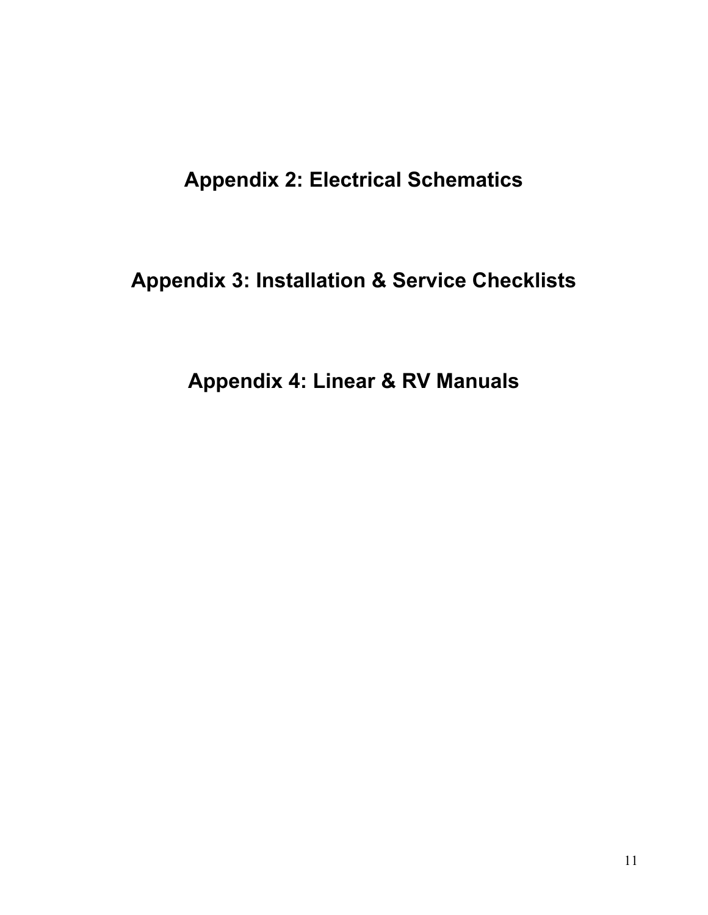# Appendix 2: Electrical Schematics

# Appendix 3: Installation & Service Checklists

# Appendix 4: Linear & RV Manuals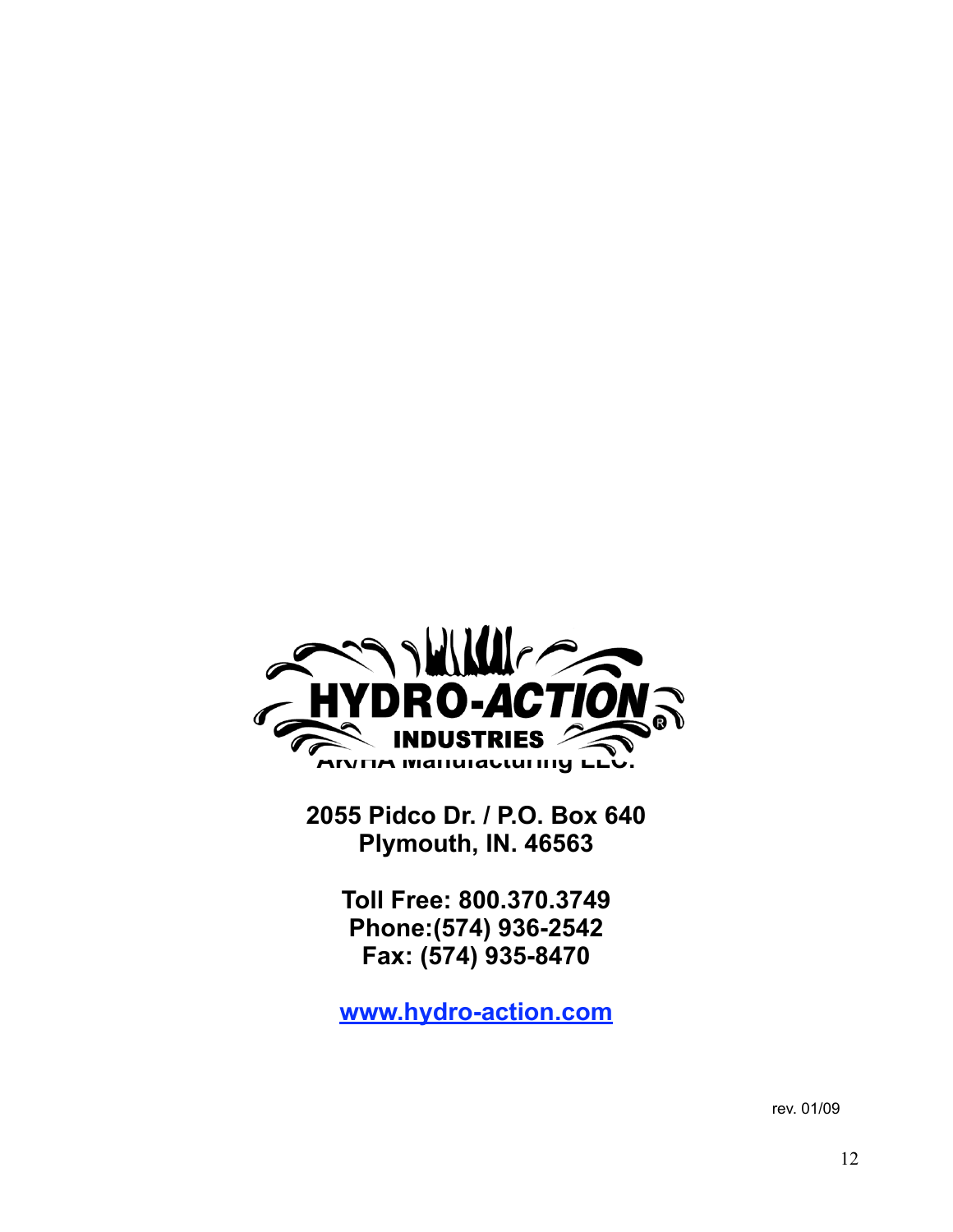HYDRO-ACTION INDUSTRIES

AK/HA Manufacturing LLC.

**2055 Pidco Dr. / P.O. Box 640**
**Plymouth, IN. 46563**

**Toll Free: 800.370.3749**
**Phone:(574) 936-2542**
**Fax: (574) 935-8470**

**www.hydro-action.com**

rev. 01/09